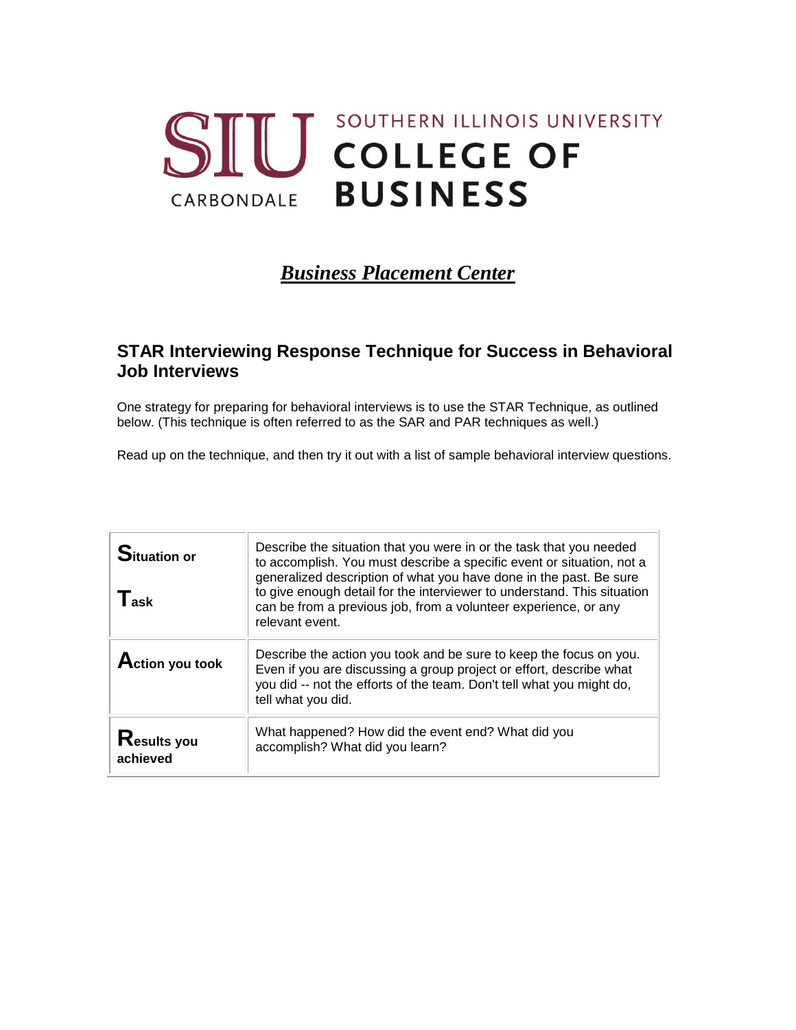SOUTHERN ILLINOIS UNIVERSITY

SIU CARBONDALE

# COLLEGE OF BUSINESS

## *Business Placement Center*

### STAR Interviewing Response Technique for Success in Behavioral Job Interviews

One strategy for preparing for behavioral interviews is to use the STAR Technique, as outlined below. (This technique is often referred to as the SAR and PAR techniques as well.)

Read up on the technique, and then try it out with a list of sample behavioral interview questions.

| | |
|---|---|
| **Situation or Task** | Describe the situation that you were in or the task that you needed to accomplish. You must describe a specific event or situation, not a generalized description of what you have done in the past. Be sure to give enough detail for the interviewer to understand. This situation can be from a previous job, from a volunteer experience, or any relevant event. |
| **Action you took** | Describe the action you took and be sure to keep the focus on you. Even if you are discussing a group project or effort, describe what you did -- not the efforts of the team. Don't tell what you might do, tell what you did. |
| **Results you achieved** | What happened? How did the event end? What did you accomplish? What did you learn? |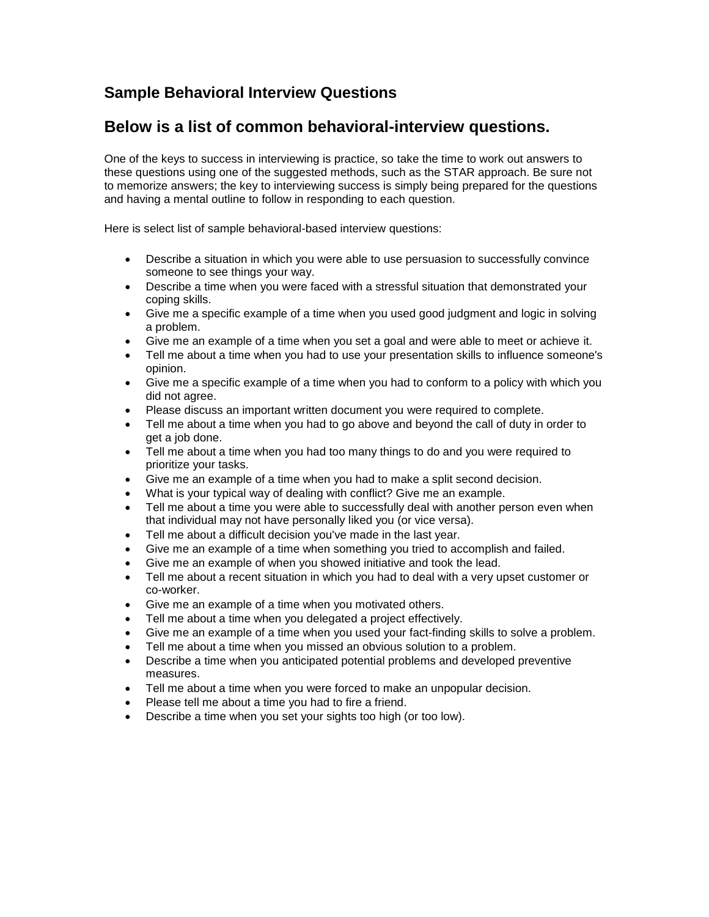## Sample Behavioral Interview Questions

## Below is a list of common behavioral-interview questions.

One of the keys to success in interviewing is practice, so take the time to work out answers to these questions using one of the suggested methods, such as the STAR approach. Be sure not to memorize answers; the key to interviewing success is simply being prepared for the questions and having a mental outline to follow in responding to each question.

Here is select list of sample behavioral-based interview questions:

- Describe a situation in which you were able to use persuasion to successfully convince someone to see things your way.
- Describe a time when you were faced with a stressful situation that demonstrated your coping skills.
- Give me a specific example of a time when you used good judgment and logic in solving a problem.
- Give me an example of a time when you set a goal and were able to meet or achieve it.
- Tell me about a time when you had to use your presentation skills to influence someone's opinion.
- Give me a specific example of a time when you had to conform to a policy with which you did not agree.
- Please discuss an important written document you were required to complete.
- Tell me about a time when you had to go above and beyond the call of duty in order to get a job done.
- Tell me about a time when you had too many things to do and you were required to prioritize your tasks.
- Give me an example of a time when you had to make a split second decision.
- What is your typical way of dealing with conflict? Give me an example.
- Tell me about a time you were able to successfully deal with another person even when that individual may not have personally liked you (or vice versa).
- Tell me about a difficult decision you've made in the last year.
- Give me an example of a time when something you tried to accomplish and failed.
- Give me an example of when you showed initiative and took the lead.
- Tell me about a recent situation in which you had to deal with a very upset customer or co-worker.
- Give me an example of a time when you motivated others.
- Tell me about a time when you delegated a project effectively.
- Give me an example of a time when you used your fact-finding skills to solve a problem.
- Tell me about a time when you missed an obvious solution to a problem.
- Describe a time when you anticipated potential problems and developed preventive measures.
- Tell me about a time when you were forced to make an unpopular decision.
- Please tell me about a time you had to fire a friend.
- Describe a time when you set your sights too high (or too low).